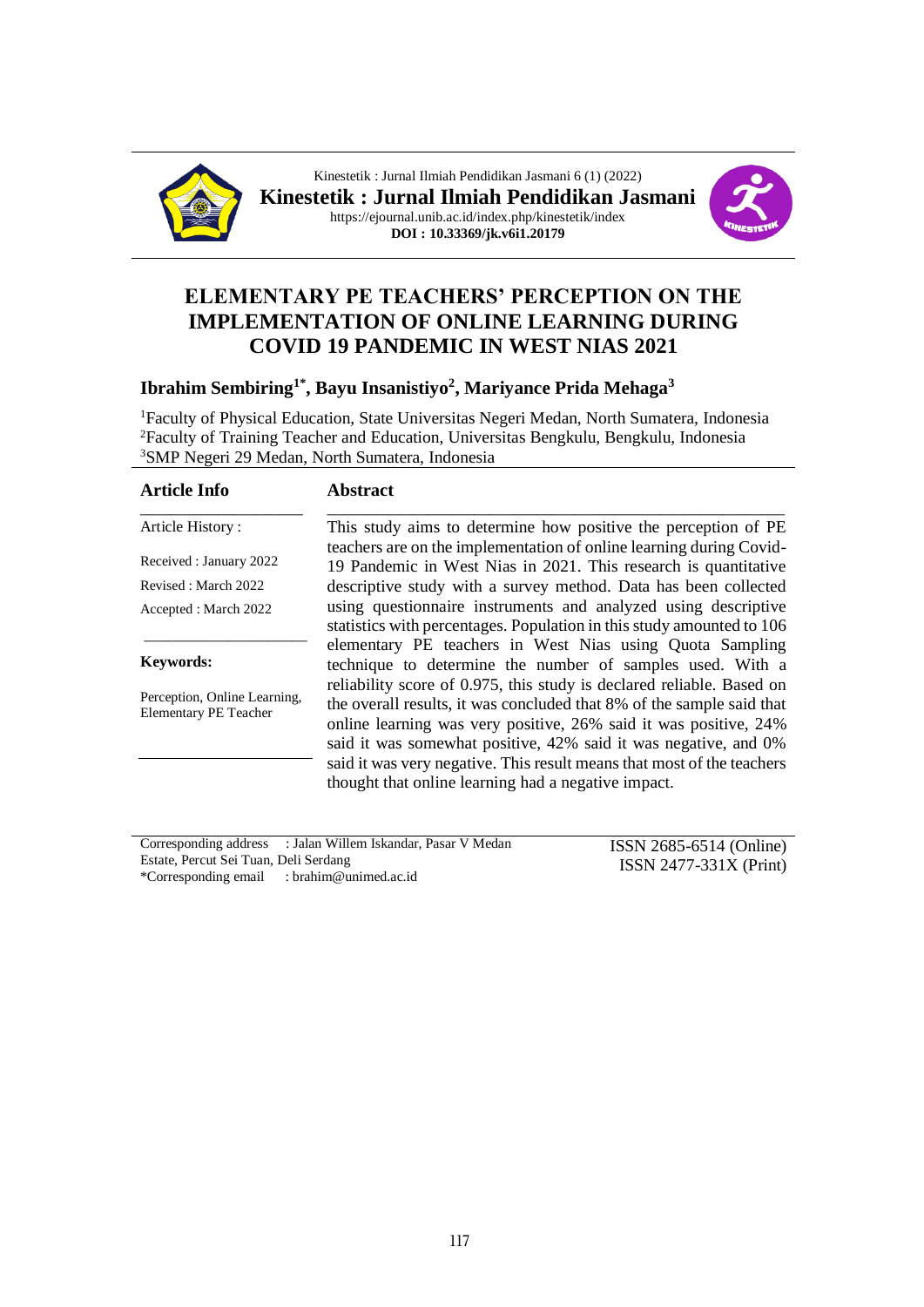# ELEMENTARY PE TEACHERS' PERCEPTION ON THE IMPLEMENTATION OF ONLINE LEARNING DURING COVID 19 PANDEMIC IN WEST NIAS 2021

**Ibrahim Sembiring[1*], Bayu Insanistiyo[2], Mariyance Prida Mehaga[3]**

[1]Faculty of Physical Education, State Universitas Negeri Medan, North Sumatera, Indonesia
[2]Faculty of Training Teacher and Education, Universitas Bengkulu, Bengkulu, Indonesia
[3]SMP Negeri 29 Medan, North Sumatera, Indonesia

## Article Info

Article History :

Received : January 2022

Revised : March 2022

Accepted : March 2022

**Keywords:**

Perception, Online Learning, Elementary PE Teacher

## Abstract

This study aims to determine how positive the perception of PE teachers are on the implementation of online learning during Covid-19 Pandemic in West Nias in 2021. This research is quantitative descriptive study with a survey method. Data has been collected using questionnaire instruments and analyzed using descriptive statistics with percentages. Population in this study amounted to 106 elementary PE teachers in West Nias using Quota Sampling technique to determine the number of samples used. With a reliability score of 0.975, this study is declared reliable. Based on the overall results, it was concluded that 8% of the sample said that online learning was very positive, 26% said it was positive, 24% said it was somewhat positive, 42% said it was negative, and 0% said it was very negative. This result means that most of the teachers thought that online learning had a negative impact.

Corresponding address : Jalan Willem Iskandar, Pasar V Medan Estate, Percut Sei Tuan, Deli Serdang
*Corresponding email : brahim@unimed.ac.id

ISSN 2685-6514 (Online)
ISSN 2477-331X (Print)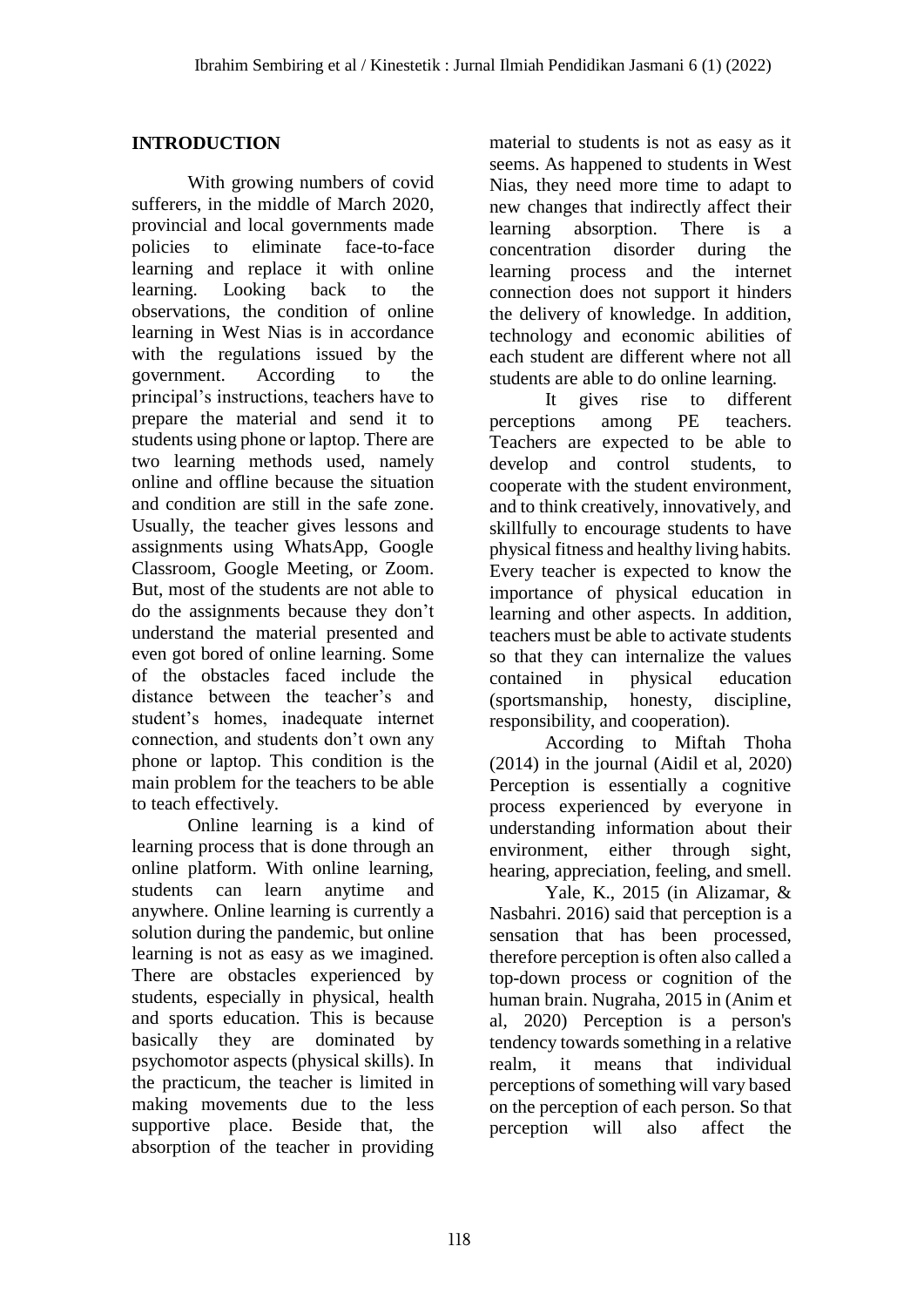## INTRODUCTION

With growing numbers of covid sufferers, in the middle of March 2020, provincial and local governments made policies to eliminate face-to-face learning and replace it with online learning. Looking back to the observations, the condition of online learning in West Nias is in accordance with the regulations issued by the government. According to the principal's instructions, teachers have to prepare the material and send it to students using phone or laptop. There are two learning methods used, namely online and offline because the situation and condition are still in the safe zone. Usually, the teacher gives lessons and assignments using WhatsApp, Google Classroom, Google Meeting, or Zoom. But, most of the students are not able to do the assignments because they don't understand the material presented and even got bored of online learning. Some of the obstacles faced include the distance between the teacher's and student's homes, inadequate internet connection, and students don't own any phone or laptop. This condition is the main problem for the teachers to be able to teach effectively.

Online learning is a kind of learning process that is done through an online platform. With online learning, students can learn anytime and anywhere. Online learning is currently a solution during the pandemic, but online learning is not as easy as we imagined. There are obstacles experienced by students, especially in physical, health and sports education. This is because basically they are dominated by psychomotor aspects (physical skills). In the practicum, the teacher is limited in making movements due to the less supportive place. Beside that, the absorption of the teacher in providing material to students is not as easy as it seems. As happened to students in West Nias, they need more time to adapt to new changes that indirectly affect their learning absorption. There is a concentration disorder during the learning process and the internet connection does not support it hinders the delivery of knowledge. In addition, technology and economic abilities of each student are different where not all students are able to do online learning.

It gives rise to different perceptions among PE teachers. Teachers are expected to be able to develop and control students, to cooperate with the student environment, and to think creatively, innovatively, and skillfully to encourage students to have physical fitness and healthy living habits. Every teacher is expected to know the importance of physical education in learning and other aspects. In addition, teachers must be able to activate students so that they can internalize the values contained in physical education (sportsmanship, honesty, discipline, responsibility, and cooperation).

According to Miftah Thoha (2014) in the journal (Aidil et al, 2020) Perception is essentially a cognitive process experienced by everyone in understanding information about their environment, either through sight, hearing, appreciation, feeling, and smell.

Yale, K., 2015 (in Alizamar, & Nasbahri. 2016) said that perception is a sensation that has been processed, therefore perception is often also called a top-down process or cognition of the human brain. Nugraha, 2015 in (Anim et al, 2020) Perception is a person's tendency towards something in a relative realm, it means that individual perceptions of something will vary based on the perception of each person. So that perception will also affect the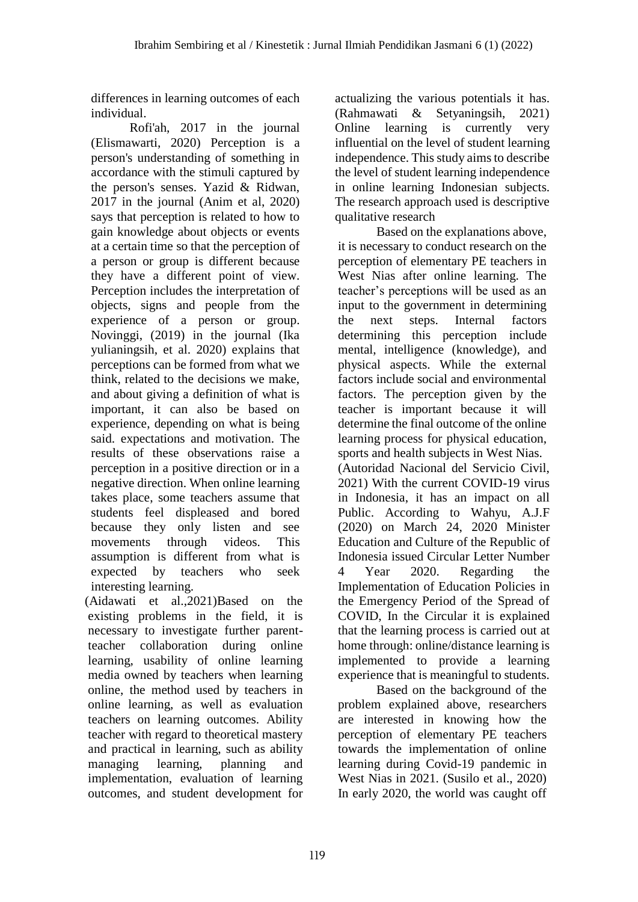differences in learning outcomes of each individual.

Rofi'ah, 2017 in the journal (Elismawarti, 2020) Perception is a person's understanding of something in accordance with the stimuli captured by the person's senses. Yazid & Ridwan, 2017 in the journal (Anim et al, 2020) says that perception is related to how to gain knowledge about objects or events at a certain time so that the perception of a person or group is different because they have a different point of view. Perception includes the interpretation of objects, signs and people from the experience of a person or group. Novinggi, (2019) in the journal (Ika yulianingsih, et al. 2020) explains that perceptions can be formed from what we think, related to the decisions we make, and about giving a definition of what is important, it can also be based on experience, depending on what is being said. expectations and motivation. The results of these observations raise a perception in a positive direction or in a negative direction. When online learning takes place, some teachers assume that students feel displeased and bored because they only listen and see movements through videos. This assumption is different from what is expected by teachers who seek interesting learning.

(Aidawati et al.,2021)Based on the existing problems in the field, it is necessary to investigate further parent-teacher collaboration during online learning, usability of online learning media owned by teachers when learning online, the method used by teachers in online learning, as well as evaluation teachers on learning outcomes. Ability teacher with regard to theoretical mastery and practical in learning, such as ability managing learning, planning and implementation, evaluation of learning outcomes, and student development for actualizing the various potentials it has. (Rahmawati & Setyaningsih, 2021) Online learning is currently very influential on the level of student learning independence. This study aims to describe the level of student learning independence in online learning Indonesian subjects. The research approach used is descriptive qualitative research

Based on the explanations above, it is necessary to conduct research on the perception of elementary PE teachers in West Nias after online learning. The teacher's perceptions will be used as an input to the government in determining the next steps. Internal factors determining this perception include mental, intelligence (knowledge), and physical aspects. While the external factors include social and environmental factors. The perception given by the teacher is important because it will determine the final outcome of the online learning process for physical education, sports and health subjects in West Nias.

(Autoridad Nacional del Servicio Civil, 2021) With the current COVID-19 virus in Indonesia, it has an impact on all Public. According to Wahyu, A.J.F (2020) on March 24, 2020 Minister Education and Culture of the Republic of Indonesia issued Circular Letter Number 4 Year 2020. Regarding the Implementation of Education Policies in the Emergency Period of the Spread of COVID, In the Circular it is explained that the learning process is carried out at home through: online/distance learning is implemented to provide a learning experience that is meaningful to students.

Based on the background of the problem explained above, researchers are interested in knowing how the perception of elementary PE teachers towards the implementation of online learning during Covid-19 pandemic in West Nias in 2021. (Susilo et al., 2020) In early 2020, the world was caught off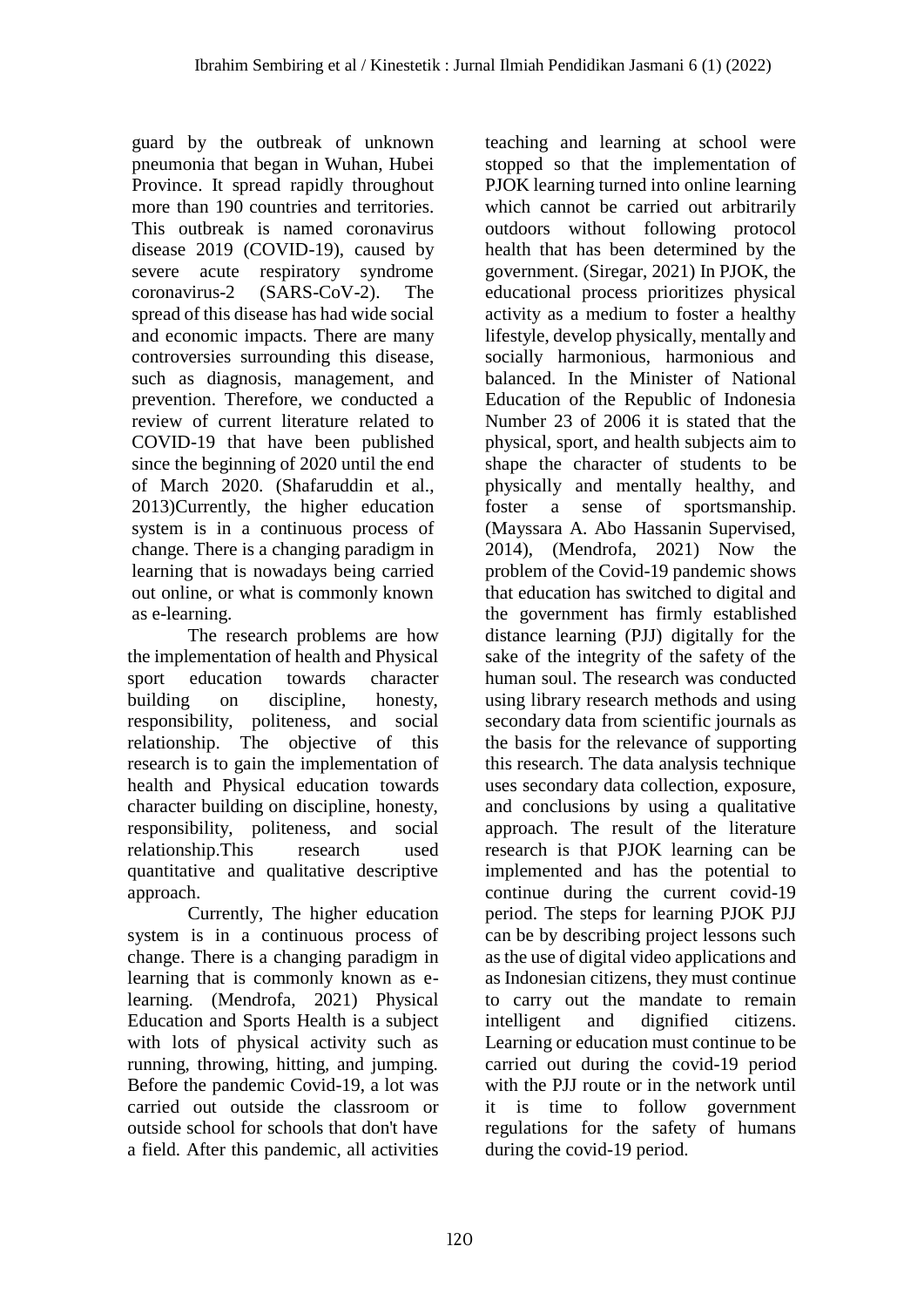guard by the outbreak of unknown pneumonia that began in Wuhan, Hubei Province. It spread rapidly throughout more than 190 countries and territories. This outbreak is named coronavirus disease 2019 (COVID-19), caused by severe acute respiratory syndrome coronavirus-2 (SARS-CoV-2). The spread of this disease has had wide social and economic impacts. There are many controversies surrounding this disease, such as diagnosis, management, and prevention. Therefore, we conducted a review of current literature related to COVID-19 that have been published since the beginning of 2020 until the end of March 2020. (Shafaruddin et al., 2013)Currently, the higher education system is in a continuous process of change. There is a changing paradigm in learning that is nowadays being carried out online, or what is commonly known as e-learning.

The research problems are how the implementation of health and Physical sport education towards character building on discipline, honesty, responsibility, politeness, and social relationship. The objective of this research is to gain the implementation of health and Physical education towards character building on discipline, honesty, responsibility, politeness, and social relationship.This research used quantitative and qualitative descriptive approach.

Currently, The higher education system is in a continuous process of change. There is a changing paradigm in learning that is commonly known as e-learning. (Mendrofa, 2021) Physical Education and Sports Health is a subject with lots of physical activity such as running, throwing, hitting, and jumping. Before the pandemic Covid-19, a lot was carried out outside the classroom or outside school for schools that don't have a field. After this pandemic, all activities teaching and learning at school were stopped so that the implementation of PJOK learning turned into online learning which cannot be carried out arbitrarily outdoors without following protocol health that has been determined by the government. (Siregar, 2021) In PJOK, the educational process prioritizes physical activity as a medium to foster a healthy lifestyle, develop physically, mentally and socially harmonious, harmonious and balanced. In the Minister of National Education of the Republic of Indonesia Number 23 of 2006 it is stated that the physical, sport, and health subjects aim to shape the character of students to be physically and mentally healthy, and foster a sense of sportsmanship. (Mayssara A. Abo Hassanin Supervised, 2014), (Mendrofa, 2021) Now the problem of the Covid-19 pandemic shows that education has switched to digital and the government has firmly established distance learning (PJJ) digitally for the sake of the integrity of the safety of the human soul. The research was conducted using library research methods and using secondary data from scientific journals as the basis for the relevance of supporting this research. The data analysis technique uses secondary data collection, exposure, and conclusions by using a qualitative approach. The result of the literature research is that PJOK learning can be implemented and has the potential to continue during the current covid-19 period. The steps for learning PJOK PJJ can be by describing project lessons such as the use of digital video applications and as Indonesian citizens, they must continue to carry out the mandate to remain intelligent and dignified citizens. Learning or education must continue to be carried out during the covid-19 period with the PJJ route or in the network until it is time to follow government regulations for the safety of humans during the covid-19 period.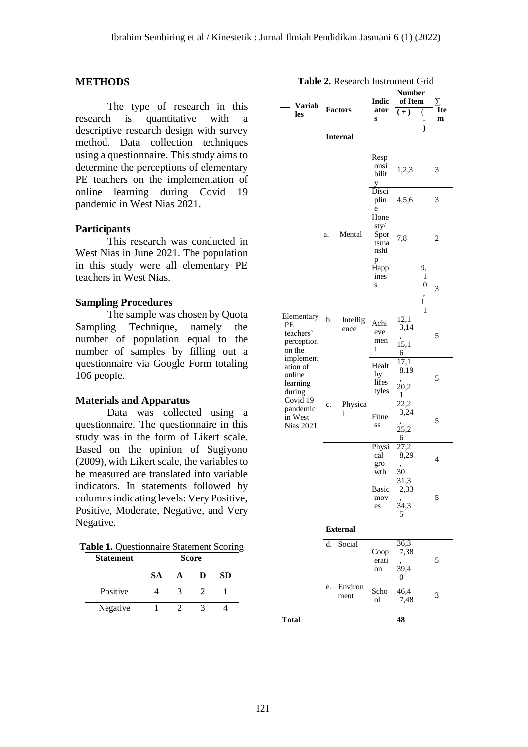## METHODS

The type of research in this research is quantitative with a descriptive research design with survey method. Data collection techniques using a questionnaire. This study aims to determine the perceptions of elementary PE teachers on the implementation of online learning during Covid 19 pandemic in West Nias 2021.

### Participants

This research was conducted in West Nias in June 2021. The population in this study were all elementary PE teachers in West Nias.

### Sampling Procedures

The sample was chosen by Quota Sampling Technique, namely the number of population equal to the number of samples by filling out a questionnaire via Google Form totaling 106 people.

### Materials and Apparatus

Data was collected using a questionnaire. The questionnaire in this study was in the form of Likert scale. Based on the opinion of Sugiyono (2009), with Likert scale, the variables to be measured are translated into variable indicators. In statements followed by columns indicating levels: Very Positive, Positive, Moderate, Negative, and Very Negative.

**Table 1.** Questionnaire Statement Scoring

| Statement | Score | | | |
|---|---|---|---|---|
| | SA | A | D | SD |
| Positive | 4 | 3 | 2 | 1 |
| Negative | 1 | 2 | 3 | 4 |

**Table 2.** Research Instrument Grid

| Variables | Factors | Indicators | Number of Item (+) | Number of Item (-) | ∑ Item |
|---|---|---|---|---|---|
| | **Internal** | | | | |
| Elementary PE teachers' perception on the implementation of online learning during Covid 19 pandemic in West Nias 2021 | a. Mental | Responsibility | 1,2,3 | | 3 |
| | | Discipline | 4,5,6 | | 3 |
| | | Honesty/ Sportsmanship | 7,8 | | 2 |
| | | Happiness | | 9,10,11 | 3 |
| | b. Intelligence | Achievement | 12,13,14,15,16 | | 5 |
| | | Healthy lifestyles | 17,18,19,20,21 | | 5 |
| | c. Physical | Fitness | 22,23,24,25,26 | | 5 |
| | | Physical growth | 27,28,29,30 | | 4 |
| | | Basic moves | 31,32,33,34,35 | | 5 |
| | **External** | | | | |
| | d. Social | Cooperation | 36,37,38,39,40 | | 5 |
| | e. Environment | School | 46,47,48 | | 3 |
| **Total** | | | 48 | | |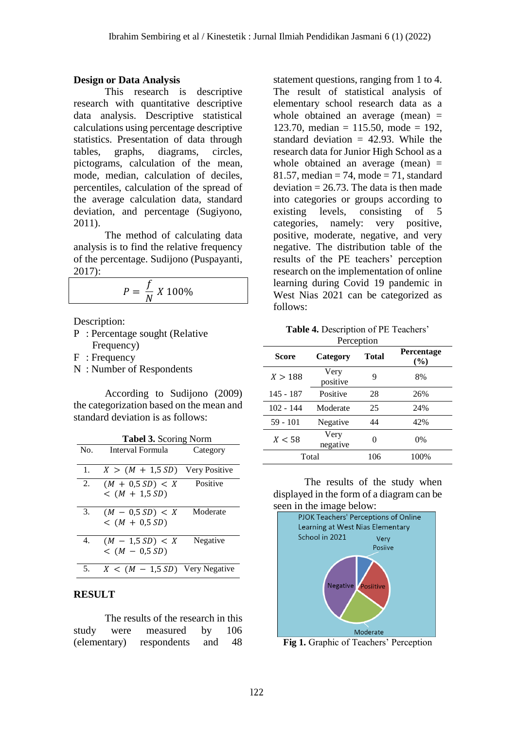### Design or Data Analysis

This research is descriptive research with quantitative descriptive data analysis. Descriptive statistical calculations using percentage descriptive statistics. Presentation of data through tables, graphs, diagrams, circles, pictograms, calculation of the mean, mode, median, calculation of deciles, percentiles, calculation of the spread of the average calculation data, standard deviation, and percentage (Sugiyono, 2011).

The method of calculating data analysis is to find the relative frequency of the percentage. Sudijono (Puspayanti, 2017):

$$P = \frac{f}{N} X\, 100\%$$

Description:

P : Percentage sought (Relative Frequency)
F : Frequency
N : Number of Respondents

According to Sudijono (2009) the categorization based on the mean and standard deviation is as follows:

**Tabel 3.** Scoring Norm

| No. | Interval Formula | Category |
|---|---|---|
| 1. | $X > (M + 1{,}5\, SD)$ | Very Positive |
| 2. | $(M + 0{,}5\, SD) < X < (M + 1{,}5\, SD)$ | Positive |
| 3. | $(M - 0{,}5\, SD) < X < (M + 0{,}5\, SD)$ | Moderate |
| 4. | $(M - 1{,}5\, SD) < X < (M - 0{,}5\, SD)$ | Negative |
| 5. | $X < (M - 1{,}5\, SD)$ | Very Negative |

## RESULT

The results of the research in this study were measured by 106 (elementary) respondents and 48 statement questions, ranging from 1 to 4. The result of statistical analysis of elementary school research data as a whole obtained an average (mean) = 123.70, median = 115.50, mode = 192, standard deviation = 42.93. While the research data for Junior High School as a whole obtained an average (mean) = 81.57, median = 74, mode = 71, standard deviation = 26.73. The data is then made into categories or groups according to existing levels, consisting of 5 categories, namely: very positive, positive, moderate, negative, and very negative. The distribution table of the results of the PE teachers' perception research on the implementation of online learning during Covid 19 pandemic in West Nias 2021 can be categorized as follows:

**Table 4.** Description of PE Teachers' Perception

| Score | Category | Total | Percentage (%) |
|---|---|---|---|
| $X > 188$ | Very positive | 9 | 8% |
| 145 - 187 | Positive | 28 | 26% |
| 102 - 144 | Moderate | 25 | 24% |
| 59 - 101 | Negative | 44 | 42% |
| $X < 58$ | Very negative | 0 | 0% |
| Total | | 106 | 100% |

The results of the study when displayed in the form of a diagram can be seen in the image below:

**Fig 1.** Graphic of Teachers' Perception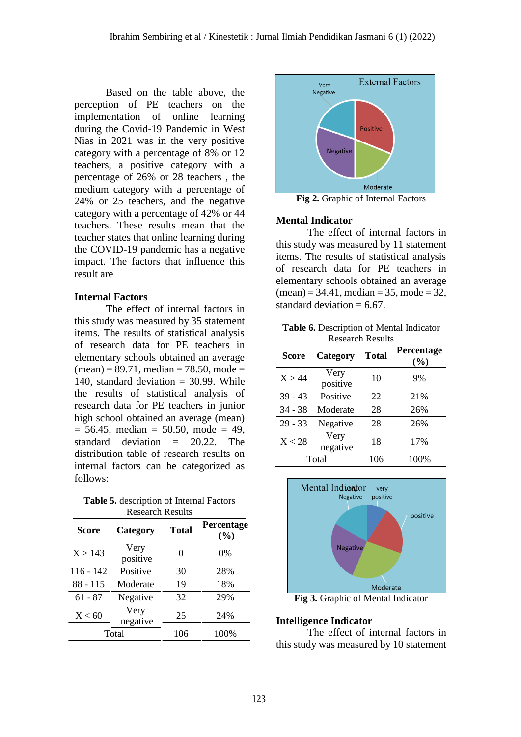Based on the table above, the perception of PE teachers on the implementation of online learning during the Covid-19 Pandemic in West Nias in 2021 was in the very positive category with a percentage of 8% or 12 teachers, a positive category with a percentage of 26% or 28 teachers , the medium category with a percentage of 24% or 25 teachers, and the negative category with a percentage of 42% or 44 teachers. These results mean that the teacher states that online learning during the COVID-19 pandemic has a negative impact. The factors that influence this result are

### Internal Factors

The effect of internal factors in this study was measured by 35 statement items. The results of statistical analysis of research data for PE teachers in elementary schools obtained an average (mean) = 89.71, median = 78.50, mode = 140, standard deviation = 30.99. While the results of statistical analysis of research data for PE teachers in junior high school obtained an average (mean) = 56.45, median = 50.50, mode = 49, standard deviation = 20.22. The distribution table of research results on internal factors can be categorized as follows:

**Table 5.** description of Internal Factors Research Results

| Score | Category | Total | Percentage (%) |
|---|---|---|---|
| X > 143 | Very positive | 0 | 0% |
| 116 - 142 | Positive | 30 | 28% |
| 88 - 115 | Moderate | 19 | 18% |
| 61 - 87 | Negative | 32 | 29% |
| X < 60 | Very negative | 25 | 24% |
| Total | | 106 | 100% |

**Fig 2.** Graphic of Internal Factors

### Mental Indicator

The effect of internal factors in this study was measured by 11 statement items. The results of statistical analysis of research data for PE teachers in elementary schools obtained an average (mean) = 34.41, median = 35, mode = 32, standard deviation = 6.67.

**Table 6.** Description of Mental Indicator Research Results

| Score | Category | Total | Percentage (%) |
|---|---|---|---|
| X > 44 | Very positive | 10 | 9% |
| 39 - 43 | Positive | 22 | 21% |
| 34 - 38 | Moderate | 28 | 26% |
| 29 - 33 | Negative | 28 | 26% |
| X < 28 | Very negative | 18 | 17% |
| Total | | 106 | 100% |

**Fig 3.** Graphic of Mental Indicator

### Intelligence Indicator

The effect of internal factors in this study was measured by 10 statement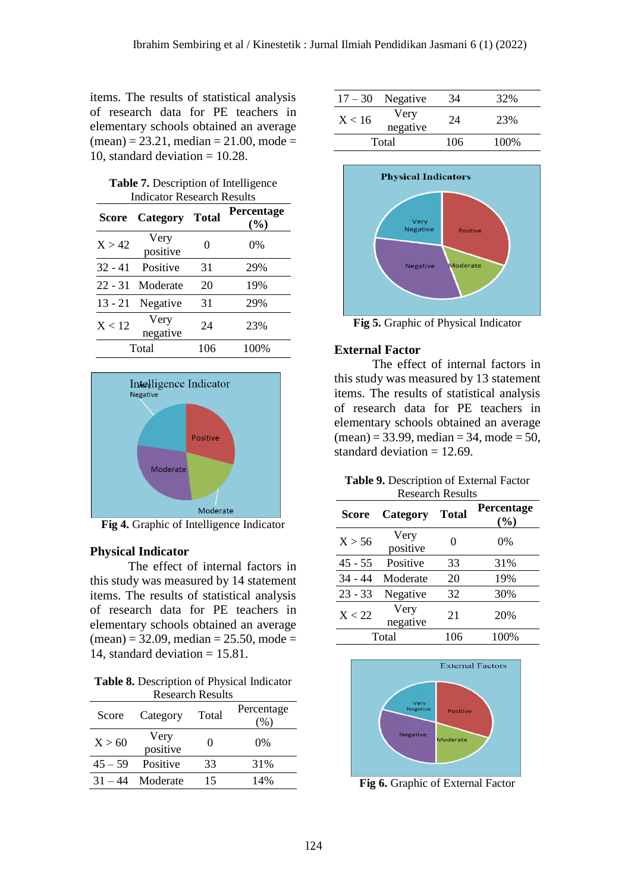items. The results of statistical analysis of research data for PE teachers in elementary schools obtained an average (mean) = 23.21, median = 21.00, mode = 10, standard deviation = 10.28.

**Table 7.** Description of Intelligence Indicator Research Results

| Score | Category | Total | Percentage (%) |
|---|---|---|---|
| X > 42 | Very positive | 0 | 0% |
| 32 - 41 | Positive | 31 | 29% |
| 22 - 31 | Moderate | 20 | 19% |
| 13 - 21 | Negative | 31 | 29% |
| X < 12 | Very negative | 24 | 23% |
| Total | | 106 | 100% |

**Fig 4.** Graphic of Intelligence Indicator

**Physical Indicator**

The effect of internal factors in this study was measured by 14 statement items. The results of statistical analysis of research data for PE teachers in elementary schools obtained an average (mean) = 32.09, median = 25.50, mode = 14, standard deviation = 15.81.

**Table 8.** Description of Physical Indicator Research Results

| Score | Category | Total | Percentage (%) |
|---|---|---|---|
| X > 60 | Very positive | 0 | 0% |
| 45 – 59 | Positive | 33 | 31% |
| 31 – 44 | Moderate | 15 | 14% |
| 17 – 30 | Negative | 34 | 32% |
| X < 16 | Very negative | 24 | 23% |
| Total | | 106 | 100% |

**Fig 5.** Graphic of Physical Indicator

**External Factor**

The effect of internal factors in this study was measured by 13 statement items. The results of statistical analysis of research data for PE teachers in elementary schools obtained an average (mean) = 33.99, median = 34, mode = 50, standard deviation = 12.69.

**Table 9.** Description of External Factor Research Results

| Score | Category | Total | Percentage (%) |
|---|---|---|---|
| X > 56 | Very positive | 0 | 0% |
| 45 - 55 | Positive | 33 | 31% |
| 34 - 44 | Moderate | 20 | 19% |
| 23 - 33 | Negative | 32 | 30% |
| X < 22 | Very negative | 21 | 20% |
| Total | | 106 | 100% |

**Fig 6.** Graphic of External Factor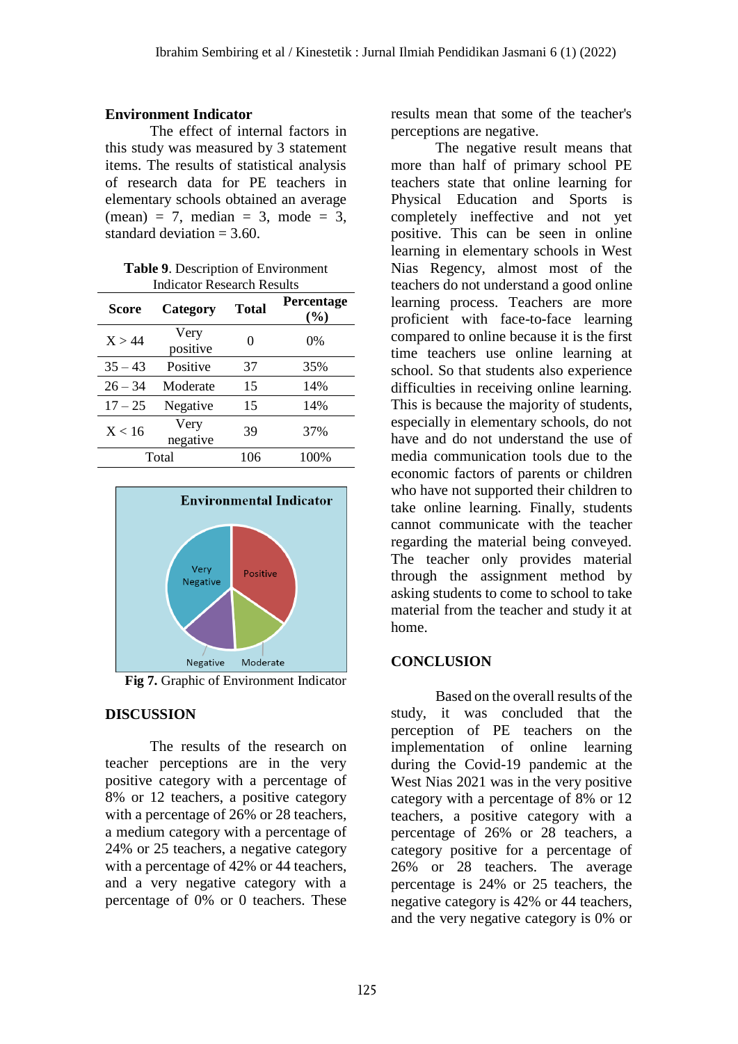**Environment Indicator**

The effect of internal factors in this study was measured by 3 statement items. The results of statistical analysis of research data for PE teachers in elementary schools obtained an average (mean) = 7, median = 3, mode = 3, standard deviation = 3.60.

**Table 9**. Description of Environment Indicator Research Results

| Score | Category | Total | Percentage (%) |
|---|---|---|---|
| X > 44 | Very positive | 0 | 0% |
| 35 – 43 | Positive | 37 | 35% |
| 26 – 34 | Moderate | 15 | 14% |
| 17 – 25 | Negative | 15 | 14% |
| X < 16 | Very negative | 39 | 37% |
| Total | | 106 | 100% |

**Fig 7.** Graphic of Environment Indicator

## DISCUSSION

The results of the research on teacher perceptions are in the very positive category with a percentage of 8% or 12 teachers, a positive category with a percentage of 26% or 28 teachers, a medium category with a percentage of 24% or 25 teachers, a negative category with a percentage of 42% or 44 teachers, and a very negative category with a percentage of 0% or 0 teachers. These results mean that some of the teacher's perceptions are negative.

The negative result means that more than half of primary school PE teachers state that online learning for Physical Education and Sports is completely ineffective and not yet positive. This can be seen in online learning in elementary schools in West Nias Regency, almost most of the teachers do not understand a good online learning process. Teachers are more proficient with face-to-face learning compared to online because it is the first time teachers use online learning at school. So that students also experience difficulties in receiving online learning. This is because the majority of students, especially in elementary schools, do not have and do not understand the use of media communication tools due to the economic factors of parents or children who have not supported their children to take online learning. Finally, students cannot communicate with the teacher regarding the material being conveyed. The teacher only provides material through the assignment method by asking students to come to school to take material from the teacher and study it at home.

## CONCLUSION

Based on the overall results of the study, it was concluded that the perception of PE teachers on the implementation of online learning during the Covid-19 pandemic at the West Nias 2021 was in the very positive category with a percentage of 8% or 12 teachers, a positive category with a percentage of 26% or 28 teachers, a category positive for a percentage of 26% or 28 teachers. The average percentage is 24% or 25 teachers, the negative category is 42% or 44 teachers, and the very negative category is 0% or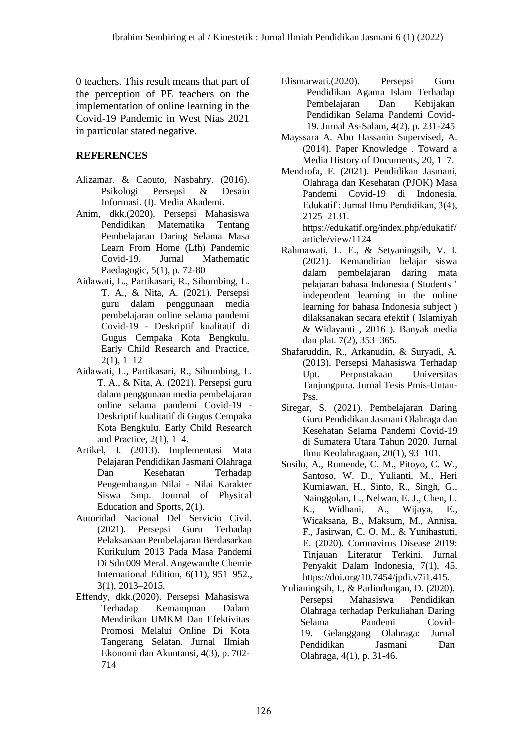0 teachers. This result means that part of the perception of PE teachers on the implementation of online learning in the Covid-19 Pandemic in West Nias 2021 in particular stated negative.

## REFERENCES

Alizamar. & Caouto, Nasbahry. (2016). Psikologi Persepsi & Desain Informasi. (I). Media Akademi.

Anim, dkk.(2020). Persepsi Mahasiswa Pendidikan Matematika Tentang Pembelajaran Daring Selama Masa Learn From Home (Lfh) Pandemic Covid-19. Jurnal Mathematic Paedagogic, 5(1), p. 72-80

Aidawati, L., Partikasari, R., Sihombing, L. T. A., & Nita, A. (2021). Persepsi guru dalam penggunaan media pembelajaran online selama pandemi Covid-19 - Deskriptif kualitatif di Gugus Cempaka Kota Bengkulu. Early Child Research and Practice, 2(1), 1–12

Aidawati, L., Partikasari, R., Sihombing, L. T. A., & Nita, A. (2021). Persepsi guru dalam penggunaan media pembelajaran online selama pandemi Covid-19 - Deskriptif kualitatif di Gugus Cempaka Kota Bengkulu. Early Child Research and Practice, 2(1), 1–4.

Artikel, I. (2013). Implementasi Mata Pelajaran Pendidikan Jasmani Olahraga Dan Kesehatan Terhadap Pengembangan Nilai - Nilai Karakter Siswa Smp. Journal of Physical Education and Sports, 2(1).

Autoridad Nacional Del Servicio Civil. (2021). Persepsi Guru Terhadap Pelaksanaan Pembelajaran Berdasarkan Kurikulum 2013 Pada Masa Pandemi Di Sdn 009 Meral. Angewandte Chemie International Edition, 6(11), 951–952., 3(1), 2013–2015.

Effendy, dkk.(2020). Persepsi Mahasiswa Terhadap Kemampuan Dalam Mendirikan UMKM Dan Efektivitas Promosi Melalui Online Di Kota Tangerang Selatan. Jurnal Ilmiah Ekonomi dan Akuntansi, 4(3), p. 702-714

Elismarwati.(2020). Persepsi Guru Pendidikan Agama Islam Terhadap Pembelajaran Dan Kebijakan Pendidikan Selama Pandemi Covid-19. Jurnal As-Salam, 4(2), p. 231-245

Mayssara A. Abo Hassanin Supervised, A. (2014). Paper Knowledge . Toward a Media History of Documents, 20, 1–7.

Mendrofa, F. (2021). Pendidikan Jasmani, Olahraga dan Kesehatan (PJOK) Masa Pandemi Covid-19 di Indonesia. Edukatif : Jurnal Ilmu Pendidikan, 3(4), 2125–2131. https://edukatif.org/index.php/edukatif/article/view/1124

Rahmawati, L. E., & Setyaningsih, V. I. (2021). Kemandirian belajar siswa dalam pembelajaran daring mata pelajaran bahasa Indonesia ( Students ' independent learning in the online learning for bahasa Indonesia subject ) dilaksanakan secara efektif ( Islamiyah & Widayanti , 2016 ). Banyak media dan plat. 7(2), 353–365.

Shafaruddin, R., Arkanudin, & Suryadi, A. (2013). Persepsi Mahasiswa Terhadap Upt. Perpustakaan Universitas Tanjungpura. Jurnal Tesis Pmis-Untan-Pss.

Siregar, S. (2021). Pembelajaran Daring Guru Pendidikan Jasmani Olahraga dan Kesehatan Selama Pandemi Covid-19 di Sumatera Utara Tahun 2020. Jurnal Ilmu Keolahragaan, 20(1), 93–101.

Susilo, A., Rumende, C. M., Pitoyo, C. W., Santoso, W. D., Yulianti, M., Heri Kurniawan, H., Sinto, R., Singh, G., Nainggolan, L., Nelwan, E. J., Chen, L. K., Widhani, A., Wijaya, E., Wicaksana, B., Maksum, M., Annisa, F., Jasirwan, C. O. M., & Yunihastuti, E. (2020). Coronavirus Disease 2019: Tinjauan Literatur Terkini. Jurnal Penyakit Dalam Indonesia, 7(1), 45. https://doi.org/10.7454/jpdi.v7i1.415.

Yulianingsih, I., & Parlindungan, D. (2020). Persepsi Mahasiswa Pendidikan Olahraga terhadap Perkuliahan Daring Selama Pandemi Covid-19. Gelanggang Olahraga: Jurnal Pendidikan Jasmani Dan Olahraga, 4(1), p. 31-46.